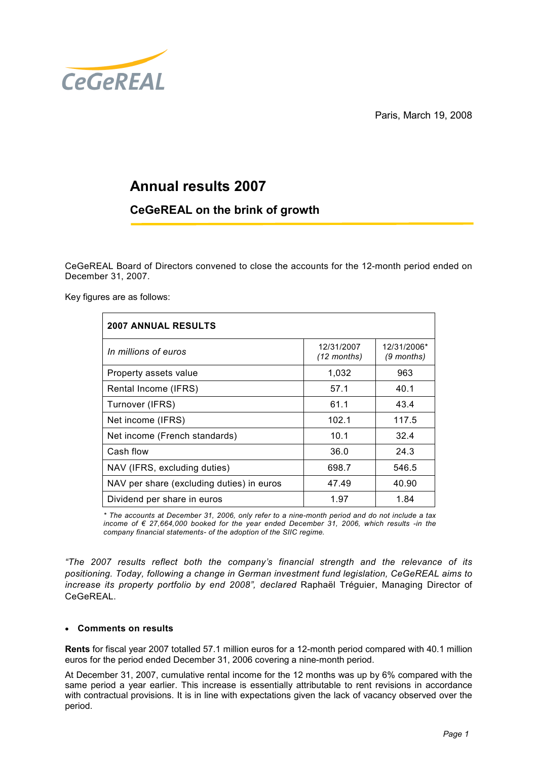CeGeREAL

Paris, March 19, 2008

# Annual results 2007

## CeGeREAL on the brink of growth

CeGeREAL Board of Directors convened to close the accounts for the 12-month period ended on December 31, 2007.

Key figures are as follows:

| **2007 ANNUAL RESULTS** | | |
|---|---|---|
| *In millions of euros* | 12/31/2007 *(12 months)* | 12/31/2006* *(9 months)* |
| Property assets value | 1,032 | 963 |
| Rental Income (IFRS) | 57.1 | 40.1 |
| Turnover (IFRS) | 61.1 | 43.4 |
| Net income (IFRS) | 102.1 | 117.5 |
| Net income (French standards) | 10.1 | 32.4 |
| Cash flow | 36.0 | 24.3 |
| NAV (IFRS, excluding duties) | 698.7 | 546.5 |
| NAV per share (excluding duties) in euros | 47.49 | 40.90 |
| Dividend per share in euros | 1.97 | 1.84 |

*\* The accounts at December 31, 2006, only refer to a nine-month period and do not include a tax income of € 27,664,000 booked for the year ended December 31, 2006, which results -in the company financial statements- of the adoption of the SIIC regime.*

*"The 2007 results reflect both the company's financial strength and the relevance of its positioning. Today, following a change in German investment fund legislation, CeGeREAL aims to increase its property portfolio by end 2008", declared* Raphaël Tréguier, Managing Director of CeGeREAL.

- **Comments on results**

**Rents** for fiscal year 2007 totalled 57.1 million euros for a 12-month period compared with 40.1 million euros for the period ended December 31, 2006 covering a nine-month period.

At December 31, 2007, cumulative rental income for the 12 months was up by 6% compared with the same period a year earlier. This increase is essentially attributable to rent revisions in accordance with contractual provisions. It is in line with expectations given the lack of vacancy observed over the period.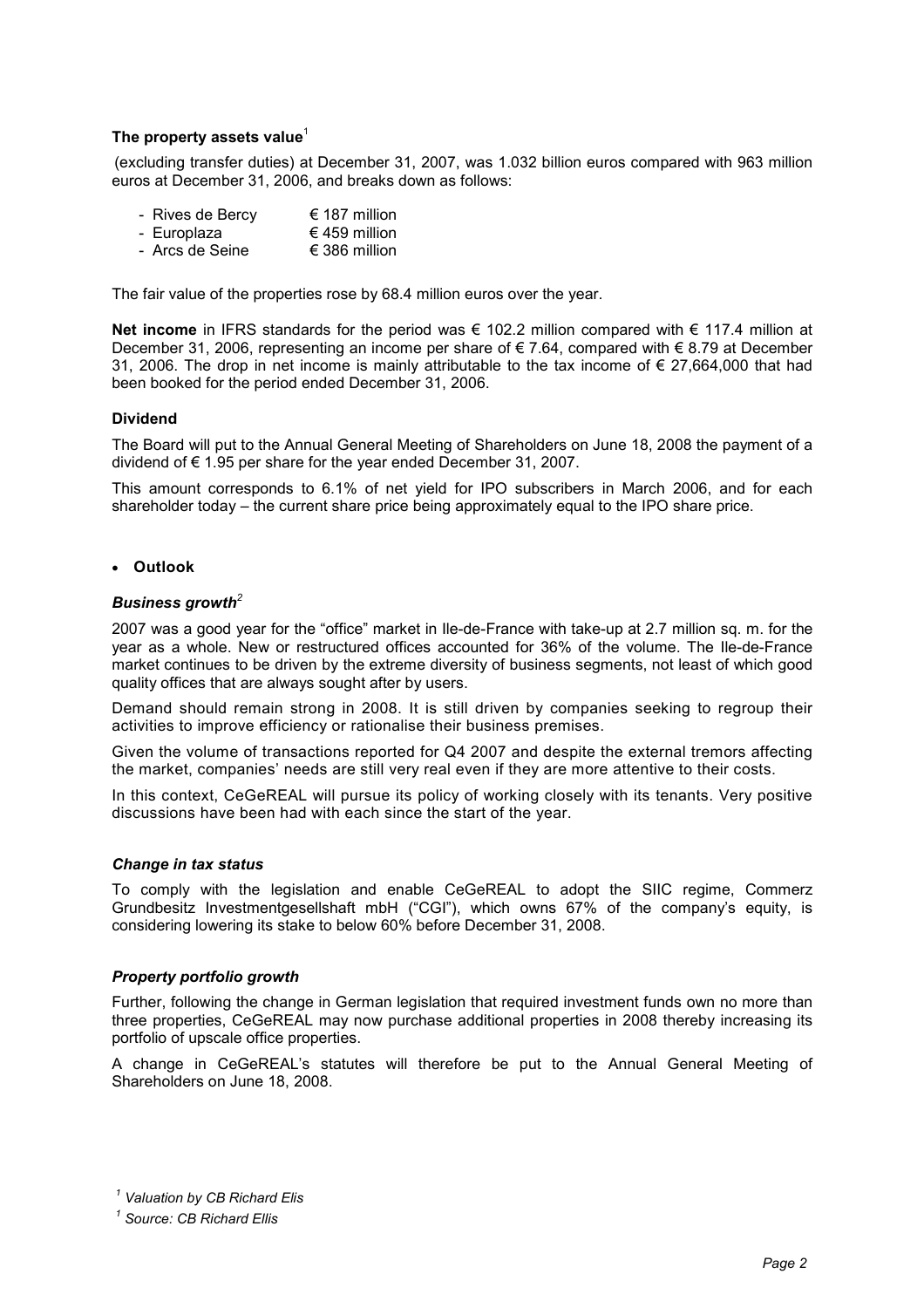**The property assets value**[1]

(excluding transfer duties) at December 31, 2007, was 1.032 billion euros compared with 963 million euros at December 31, 2006, and breaks down as follows:

- Rives de Bercy € 187 million
- Europlaza € 459 million
- Arcs de Seine € 386 million

The fair value of the properties rose by 68.4 million euros over the year.

**Net income** in IFRS standards for the period was € 102.2 million compared with € 117.4 million at December 31, 2006, representing an income per share of € 7.64, compared with € 8.79 at December 31, 2006. The drop in net income is mainly attributable to the tax income of € 27,664,000 that had been booked for the period ended December 31, 2006.

**Dividend**

The Board will put to the Annual General Meeting of Shareholders on June 18, 2008 the payment of a dividend of € 1.95 per share for the year ended December 31, 2007.

This amount corresponds to 6.1% of net yield for IPO subscribers in March 2006, and for each shareholder today – the current share price being approximately equal to the IPO share price.

- **Outlook**

***Business growth***[2]

2007 was a good year for the "office" market in Ile-de-France with take-up at 2.7 million sq. m. for the year as a whole. New or restructured offices accounted for 36% of the volume. The Ile-de-France market continues to be driven by the extreme diversity of business segments, not least of which good quality offices that are always sought after by users.

Demand should remain strong in 2008. It is still driven by companies seeking to regroup their activities to improve efficiency or rationalise their business premises.

Given the volume of transactions reported for Q4 2007 and despite the external tremors affecting the market, companies' needs are still very real even if they are more attentive to their costs.

In this context, CeGeREAL will pursue its policy of working closely with its tenants. Very positive discussions have been had with each since the start of the year.

***Change in tax status***

To comply with the legislation and enable CeGeREAL to adopt the SIIC regime, Commerz Grundbesitz Investmentgesellshaft mbH ("CGI"), which owns 67% of the company's equity, is considering lowering its stake to below 60% before December 31, 2008.

***Property portfolio growth***

Further, following the change in German legislation that required investment funds own no more than three properties, CeGeREAL may now purchase additional properties in 2008 thereby increasing its portfolio of upscale office properties.

A change in CeGeREAL's statutes will therefore be put to the Annual General Meeting of Shareholders on June 18, 2008.

*[1] Valuation by CB Richard Elis*

*[1] Source: CB Richard Ellis*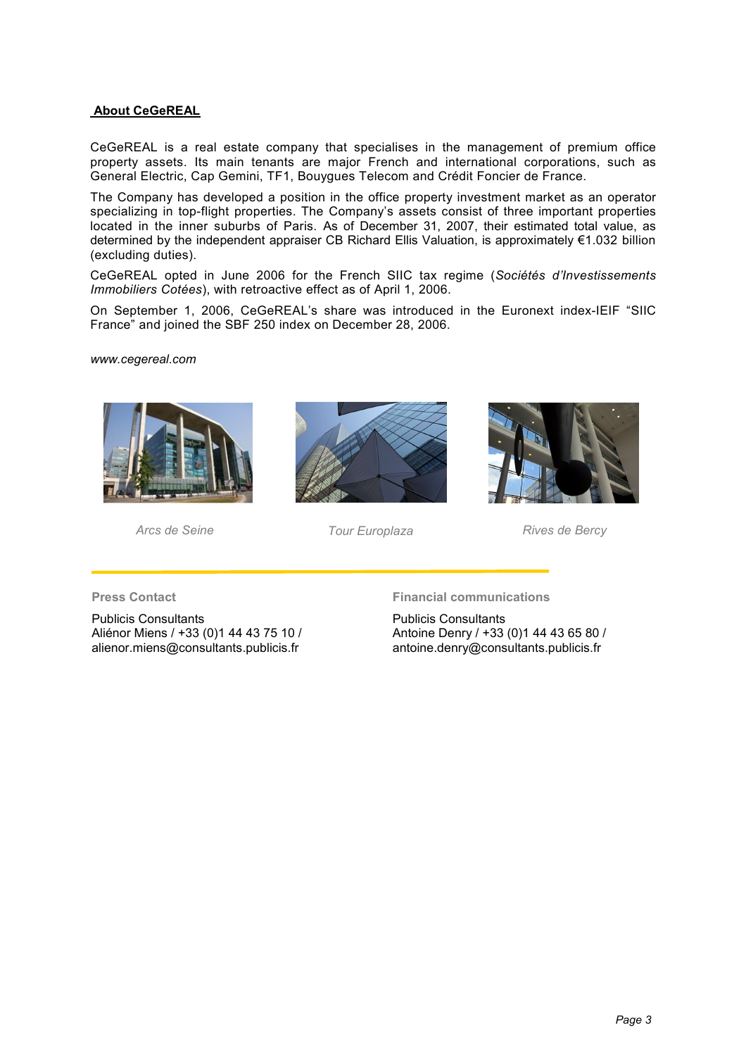**About CeGeREAL**

CeGeREAL is a real estate company that specialises in the management of premium office property assets. Its main tenants are major French and international corporations, such as General Electric, Cap Gemini, TF1, Bouygues Telecom and Crédit Foncier de France.

The Company has developed a position in the office property investment market as an operator specializing in top-flight properties. The Company's assets consist of three important properties located in the inner suburbs of Paris. As of December 31, 2007, their estimated total value, as determined by the independent appraiser CB Richard Ellis Valuation, is approximately €1.032 billion (excluding duties).

CeGeREAL opted in June 2006 for the French SIIC tax regime (*Sociétés d'Investissements Immobiliers Cotées*), with retroactive effect as of April 1, 2006.

On September 1, 2006, CeGeREAL's share was introduced in the Euronext index-IEIF "SIIC France" and joined the SBF 250 index on December 28, 2006.

*www.cegereal.com*

*Arcs de Seine*

*Tour Europlaza*

*Rives de Bercy*

**Press Contact**

Publicis Consultants
Aliénor Miens / +33 (0)1 44 43 75 10 /
alienor.miens@consultants.publicis.fr

**Financial communications**

Publicis Consultants
Antoine Denry / +33 (0)1 44 43 65 80 /
antoine.denry@consultants.publicis.fr